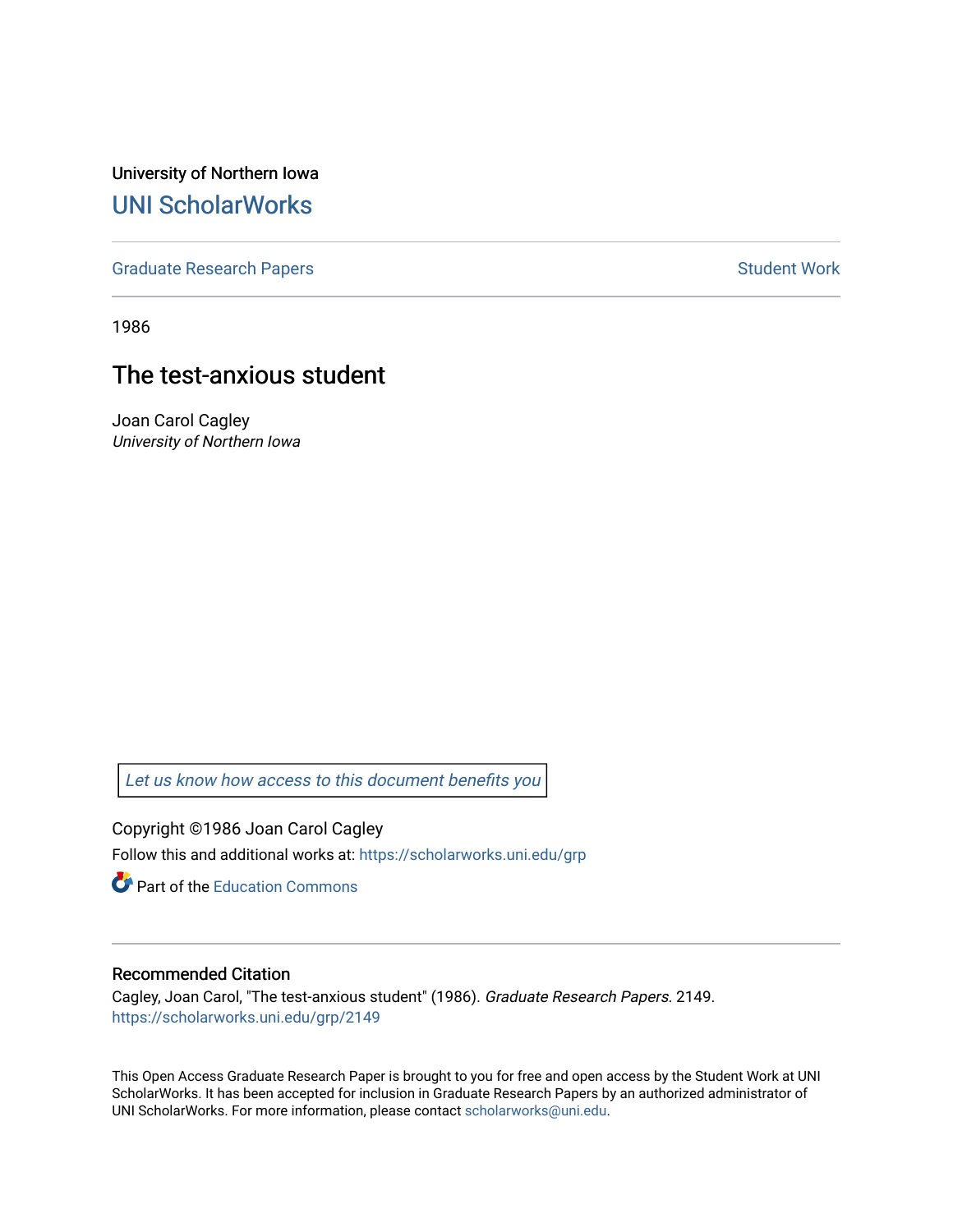University of Northern Iowa

# UNI ScholarWorks

Graduate Research Papers | Student Work

1986

## The test-anxious student

Joan Carol Cagley
*University of Northern Iowa*

*Let us know how access to this document benefits you*

Copyright ©1986 Joan Carol Cagley

Follow this and additional works at: https://scholarworks.uni.edu/grp

Part of the Education Commons

### Recommended Citation

Cagley, Joan Carol, "The test-anxious student" (1986). *Graduate Research Papers*. 2149.
https://scholarworks.uni.edu/grp/2149

This Open Access Graduate Research Paper is brought to you for free and open access by the Student Work at UNI ScholarWorks. It has been accepted for inclusion in Graduate Research Papers by an authorized administrator of UNI ScholarWorks. For more information, please contact scholarworks@uni.edu.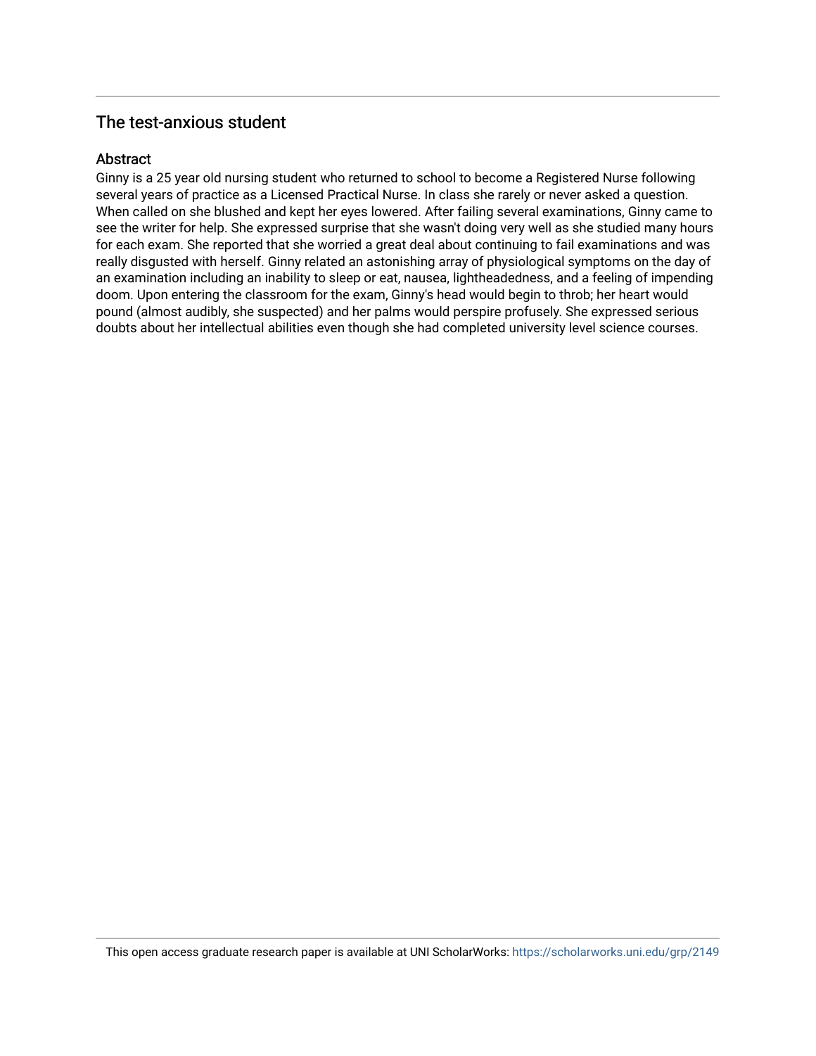## The test-anxious student

### Abstract

Ginny is a 25 year old nursing student who returned to school to become a Registered Nurse following several years of practice as a Licensed Practical Nurse. In class she rarely or never asked a question. When called on she blushed and kept her eyes lowered. After failing several examinations, Ginny came to see the writer for help. She expressed surprise that she wasn't doing very well as she studied many hours for each exam. She reported that she worried a great deal about continuing to fail examinations and was really disgusted with herself. Ginny related an astonishing array of physiological symptoms on the day of an examination including an inability to sleep or eat, nausea, lightheadedness, and a feeling of impending doom. Upon entering the classroom for the exam, Ginny's head would begin to throb; her heart would pound (almost audibly, she suspected) and her palms would perspire profusely. She expressed serious doubts about her intellectual abilities even though she had completed university level science courses.

This open access graduate research paper is available at UNI ScholarWorks: https://scholarworks.uni.edu/grp/2149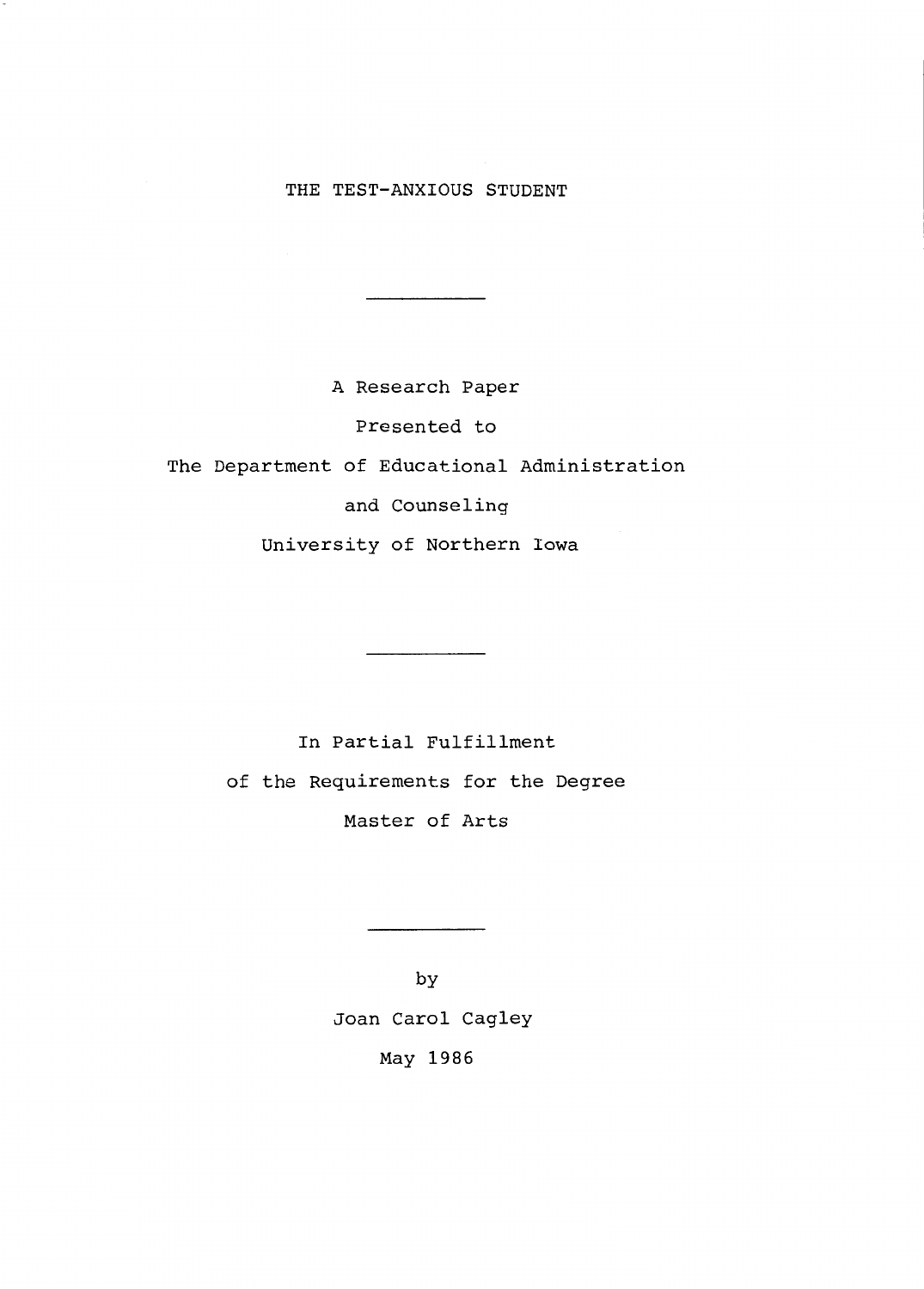# THE TEST-ANXIOUS STUDENT

---

A Research Paper

Presented to

The Department of Educational Administration

and Counseling

University of Northern Iowa

---

In Partial Fulfillment

of the Requirements for the Degree

Master of Arts

---

by

Joan Carol Cagley

May 1986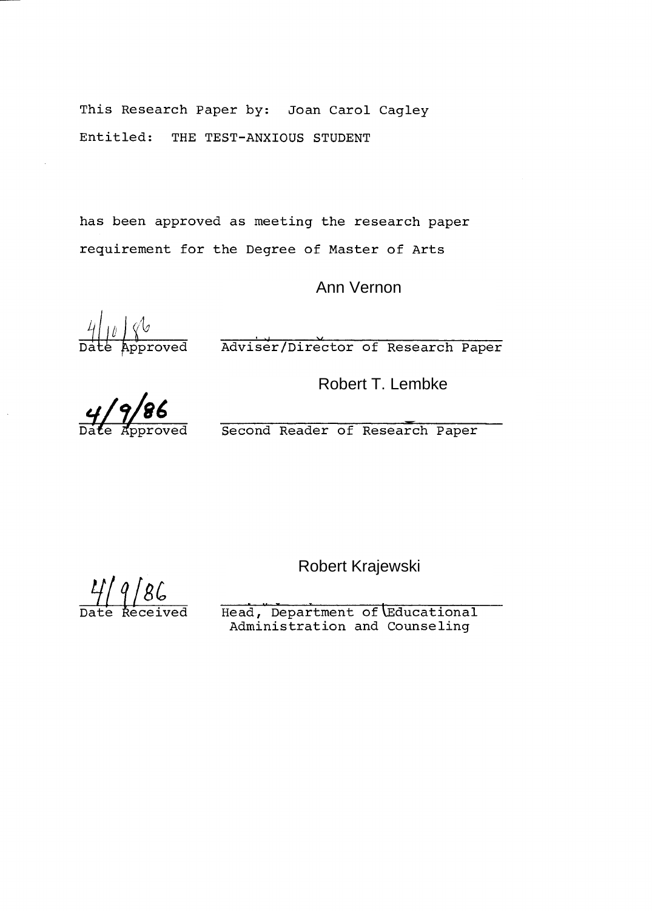This Research Paper by: Joan Carol Cagley

Entitled: THE TEST-ANXIOUS STUDENT

has been approved as meeting the research paper requirement for the Degree of Master of Arts

| | |
|---|---|
| 4/10/86 | Ann Vernon |
| Date Approved | Adviser/Director of Research Paper |
| 4/9/86 | Robert T. Lembke |
| Date Approved | Second Reader of Research Paper |
| 4/9/86 | Robert Krajewski |
| Date Received | Head, Department of Educational Administration and Counseling |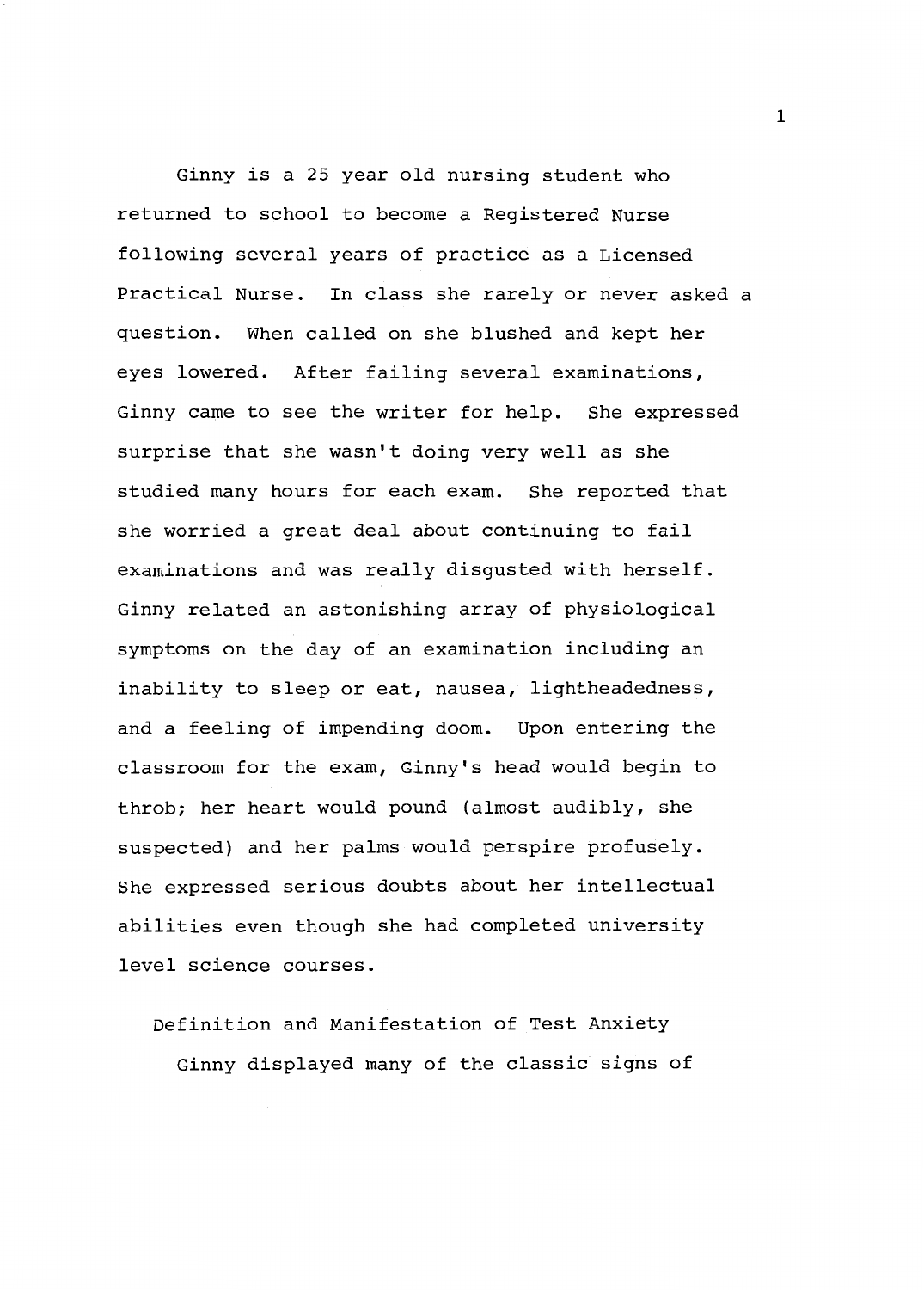Ginny is a 25 year old nursing student who returned to school to become a Registered Nurse following several years of practice as a Licensed Practical Nurse. In class she rarely or never asked a question. When called on she blushed and kept her eyes lowered. After failing several examinations, Ginny came to see the writer for help. She expressed surprise that she wasn't doing very well as she studied many hours for each exam. She reported that she worried a great deal about continuing to fail examinations and was really disgusted with herself. Ginny related an astonishing array of physiological symptoms on the day of an examination including an inability to sleep or eat, nausea, lightheadedness, and a feeling of impending doom. Upon entering the classroom for the exam, Ginny's head would begin to throb; her heart would pound (almost audibly, she suspected) and her palms would perspire profusely. She expressed serious doubts about her intellectual abilities even though she had completed university level science courses.

## Definition and Manifestation of Test Anxiety

Ginny displayed many of the classic signs of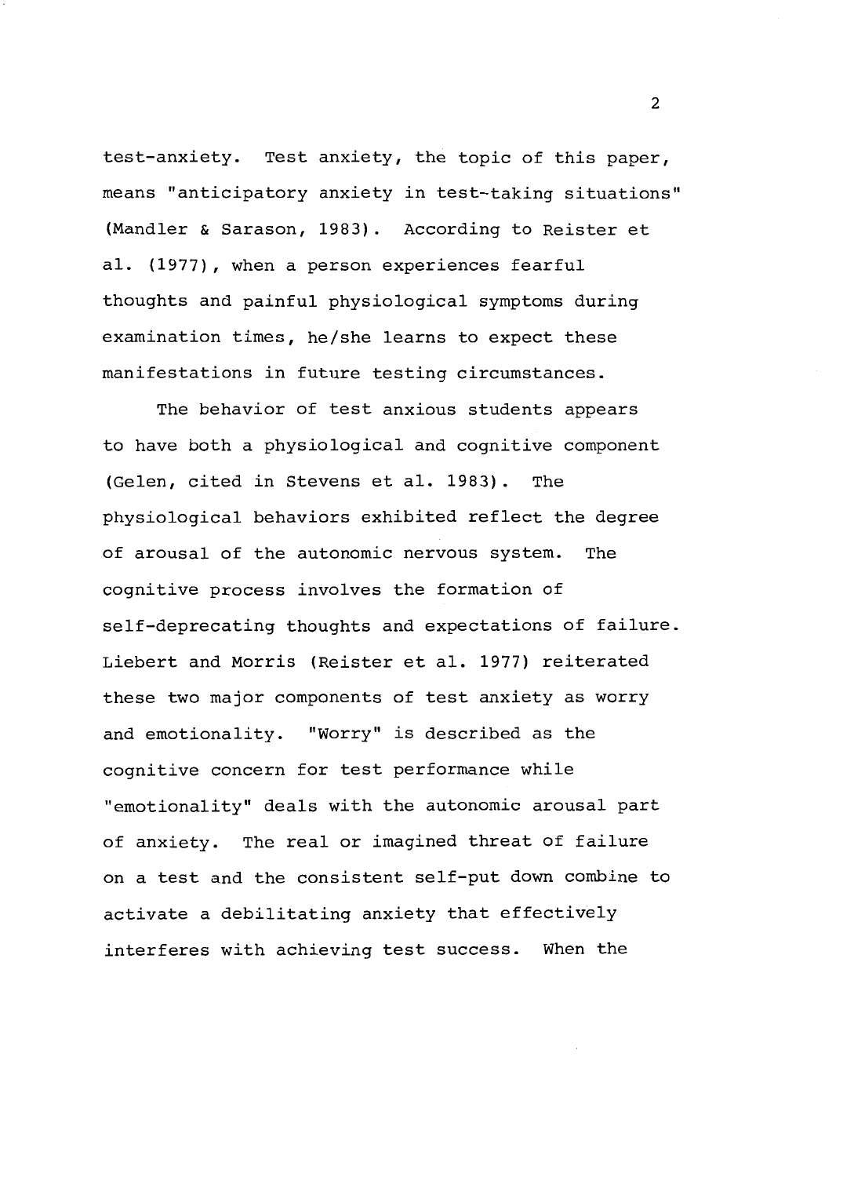test-anxiety. Test anxiety, the topic of this paper, means "anticipatory anxiety in test-taking situations" (Mandler & Sarason, 1983). According to Reister et al. (1977), when a person experiences fearful thoughts and painful physiological symptoms during examination times, he/she learns to expect these manifestations in future testing circumstances.

The behavior of test anxious students appears to have both a physiological and cognitive component (Gelen, cited in Stevens et al. 1983). The physiological behaviors exhibited reflect the degree of arousal of the autonomic nervous system. The cognitive process involves the formation of self-deprecating thoughts and expectations of failure. Liebert and Morris (Reister et al. 1977) reiterated these two major components of test anxiety as worry and emotionality. "Worry" is described as the cognitive concern for test performance while "emotionality" deals with the autonomic arousal part of anxiety. The real or imagined threat of failure on a test and the consistent self-put down combine to activate a debilitating anxiety that effectively interferes with achieving test success. When the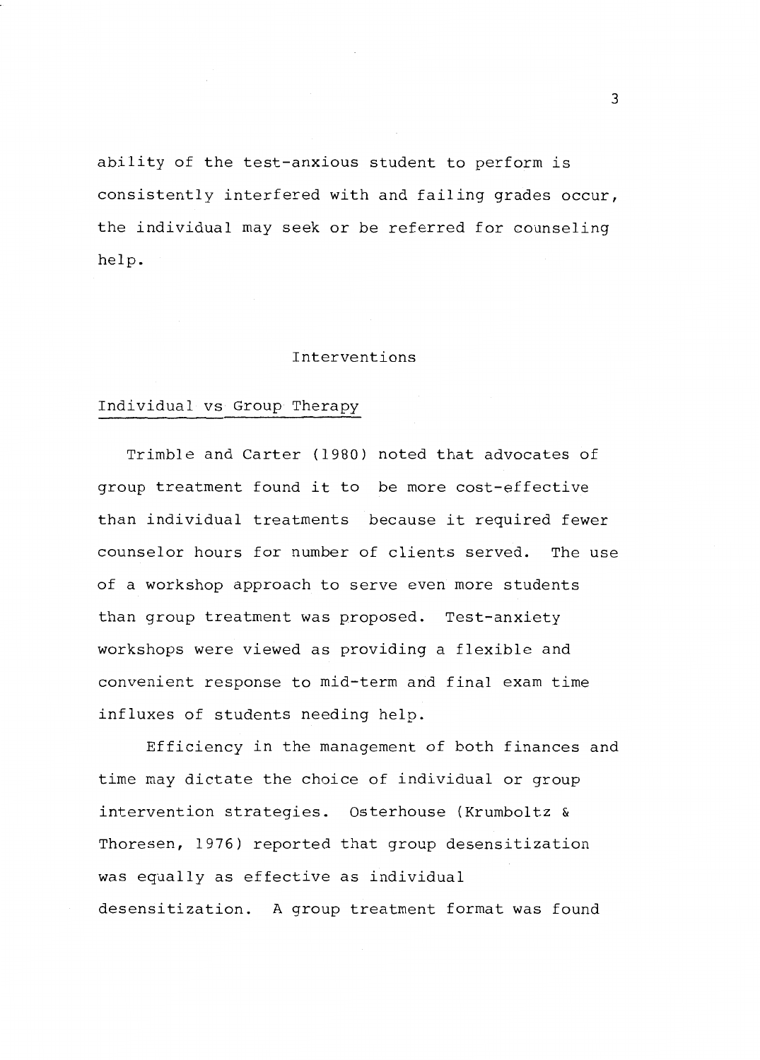ability of the test-anxious student to perform is consistently interfered with and failing grades occur, the individual may seek or be referred for counseling help.

## Interventions

### Individual vs Group Therapy

Trimble and Carter (1980) noted that advocates of group treatment found it to be more cost-effective than individual treatments because it required fewer counselor hours for number of clients served. The use of a workshop approach to serve even more students than group treatment was proposed. Test-anxiety workshops were viewed as providing a flexible and convenient response to mid-term and final exam time influxes of students needing help.

Efficiency in the management of both finances and time may dictate the choice of individual or group intervention strategies. Osterhouse (Krumboltz & Thoresen, 1976) reported that group desensitization was equally as effective as individual desensitization. A group treatment format was found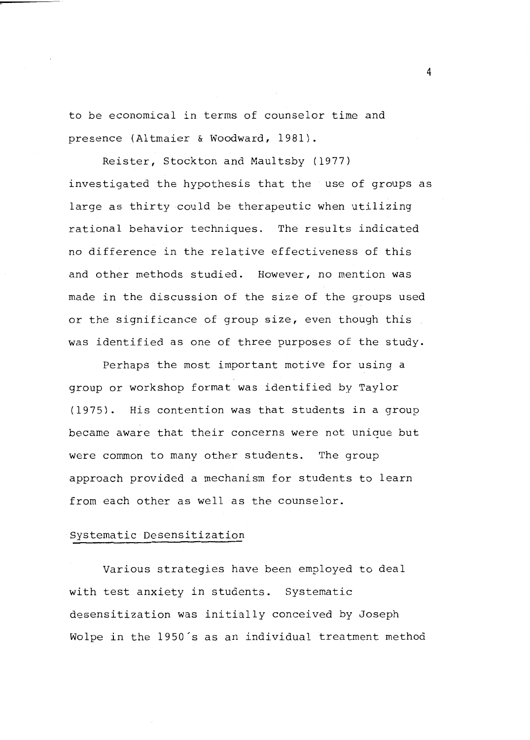to be economical in terms of counselor time and presence (Altmaier & Woodward, 1981).

Reister, Stockton and Maultsby (1977) investigated the hypothesis that the use of groups as large as thirty could be therapeutic when utilizing rational behavior techniques. The results indicated no difference in the relative effectiveness of this and other methods studied. However, no mention was made in the discussion of the size of the groups used or the significance of group size, even though this was identified as one of three purposes of the study.

Perhaps the most important motive for using a group or workshop format was identified by Taylor (1975). His contention was that students in a group became aware that their concerns were not unique but were common to many other students. The group approach provided a mechanism for students to learn from each other as well as the counselor.

## Systematic Desensitization

Various strategies have been employed to deal with test anxiety in students. Systematic desensitization was initially conceived by Joseph Wolpe in the 1950's as an individual treatment method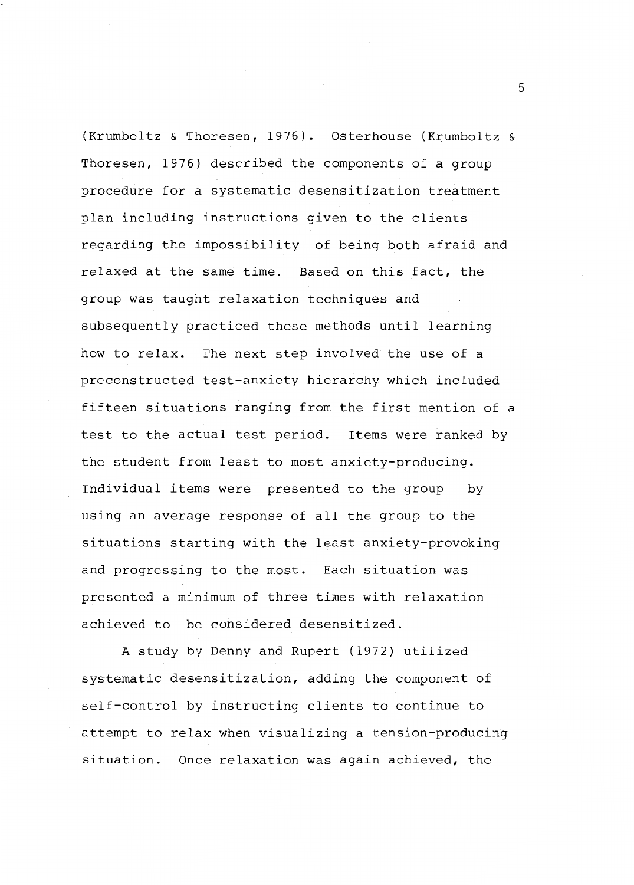(Krumboltz & Thoresen, 1976). Osterhouse (Krumboltz & Thoresen, 1976) described the components of a group procedure for a systematic desensitization treatment plan including instructions given to the clients regarding the impossibility of being both afraid and relaxed at the same time. Based on this fact, the group was taught relaxation techniques and subsequently practiced these methods until learning how to relax. The next step involved the use of a preconstructed test-anxiety hierarchy which included fifteen situations ranging from the first mention of a test to the actual test period. Items were ranked by the student from least to most anxiety-producing. Individual items were presented to the group by using an average response of all the group to the situations starting with the least anxiety-provoking and progressing to the most. Each situation was presented a minimum of three times with relaxation achieved to be considered desensitized.

A study by Denny and Rupert (1972) utilized systematic desensitization, adding the component of self-control by instructing clients to continue to attempt to relax when visualizing a tension-producing situation. Once relaxation was again achieved, the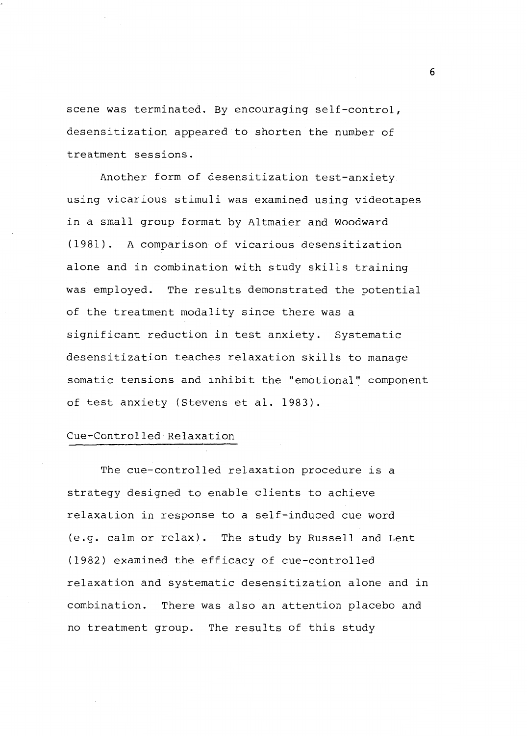scene was terminated. By encouraging self-control, desensitization appeared to shorten the number of treatment sessions.

Another form of desensitization test-anxiety using vicarious stimuli was examined using videotapes in a small group format by Altmaier and Woodward (1981). A comparison of vicarious desensitization alone and in combination with study skills training was employed. The results demonstrated the potential of the treatment modality since there was a significant reduction in test anxiety. Systematic desensitization teaches relaxation skills to manage somatic tensions and inhibit the "emotional" component of test anxiety (Stevens et al. 1983).

## Cue-Controlled Relaxation

The cue-controlled relaxation procedure is a strategy designed to enable clients to achieve relaxation in response to a self-induced cue word (e.g. calm or relax). The study by Russell and Lent (1982) examined the efficacy of cue-controlled relaxation and systematic desensitization alone and in combination. There was also an attention placebo and no treatment group. The results of this study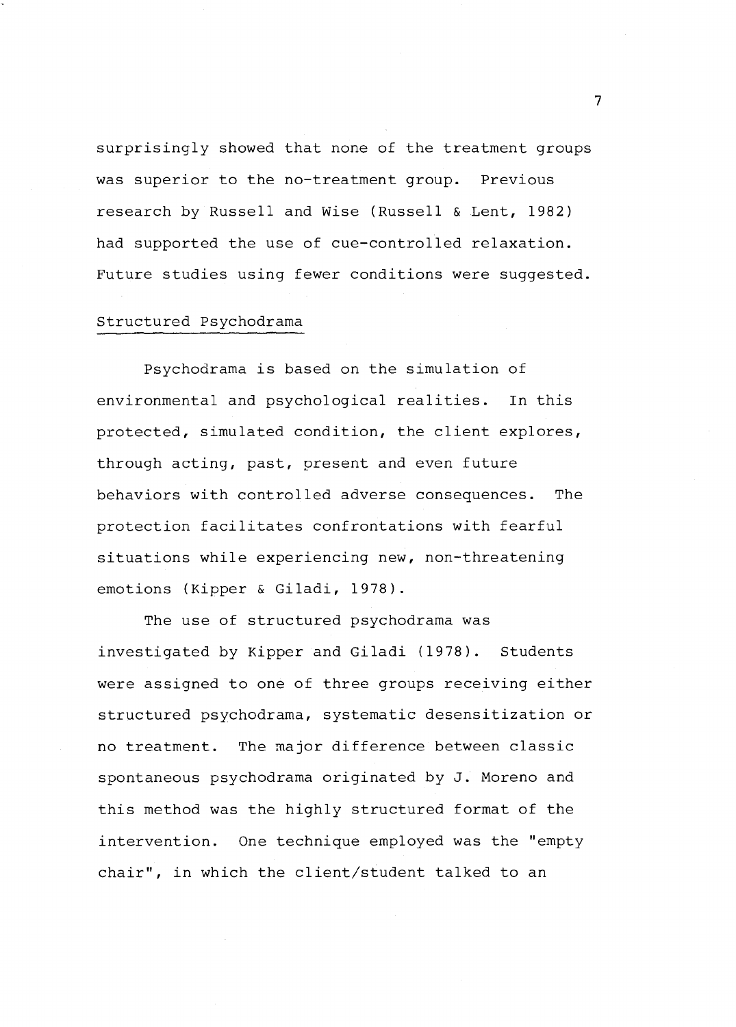surprisingly showed that none of the treatment groups was superior to the no-treatment group. Previous research by Russell and Wise (Russell & Lent, 1982) had supported the use of cue-controlled relaxation. Future studies using fewer conditions were suggested.

## Structured Psychodrama

Psychodrama is based on the simulation of environmental and psychological realities. In this protected, simulated condition, the client explores, through acting, past, present and even future behaviors with controlled adverse consequences. The protection facilitates confrontations with fearful situations while experiencing new, non-threatening emotions (Kipper & Giladi, 1978).

The use of structured psychodrama was investigated by Kipper and Giladi (1978). Students were assigned to one of three groups receiving either structured psychodrama, systematic desensitization or no treatment. The major difference between classic spontaneous psychodrama originated by J. Moreno and this method was the highly structured format of the intervention. One technique employed was the "empty chair", in which the client/student talked to an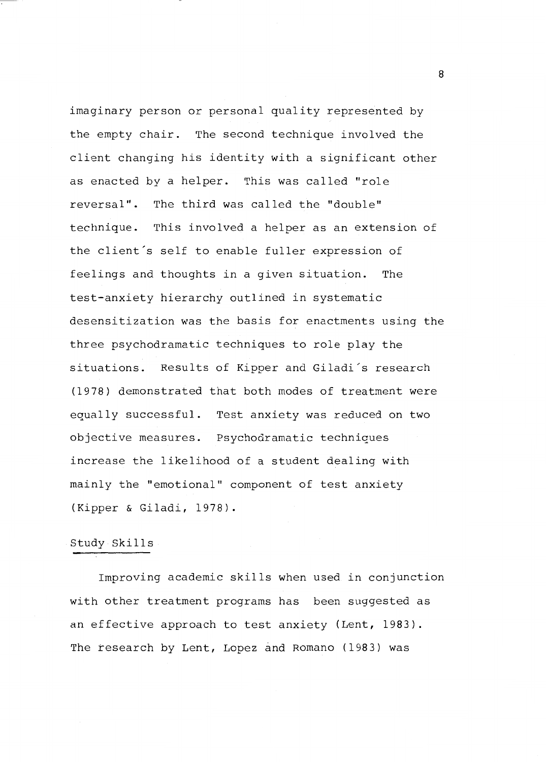imaginary person or personal quality represented by the empty chair. The second technique involved the client changing his identity with a significant other as enacted by a helper. This was called "role reversal". The third was called the "double" technique. This involved a helper as an extension of the client's self to enable fuller expression of feelings and thoughts in a given situation. The test-anxiety hierarchy outlined in systematic desensitization was the basis for enactments using the three psychodramatic techniques to role play the situations. Results of Kipper and Giladi's research (1978) demonstrated that both modes of treatment were equally successful. Test anxiety was reduced on two objective measures. Psychodramatic techniques increase the likelihood of a student dealing with mainly the "emotional" component of test anxiety (Kipper & Giladi, 1978).

## Study Skills

Improving academic skills when used in conjunction with other treatment programs has been suggested as an effective approach to test anxiety (Lent, 1983). The research by Lent, Lopez and Romano (1983) was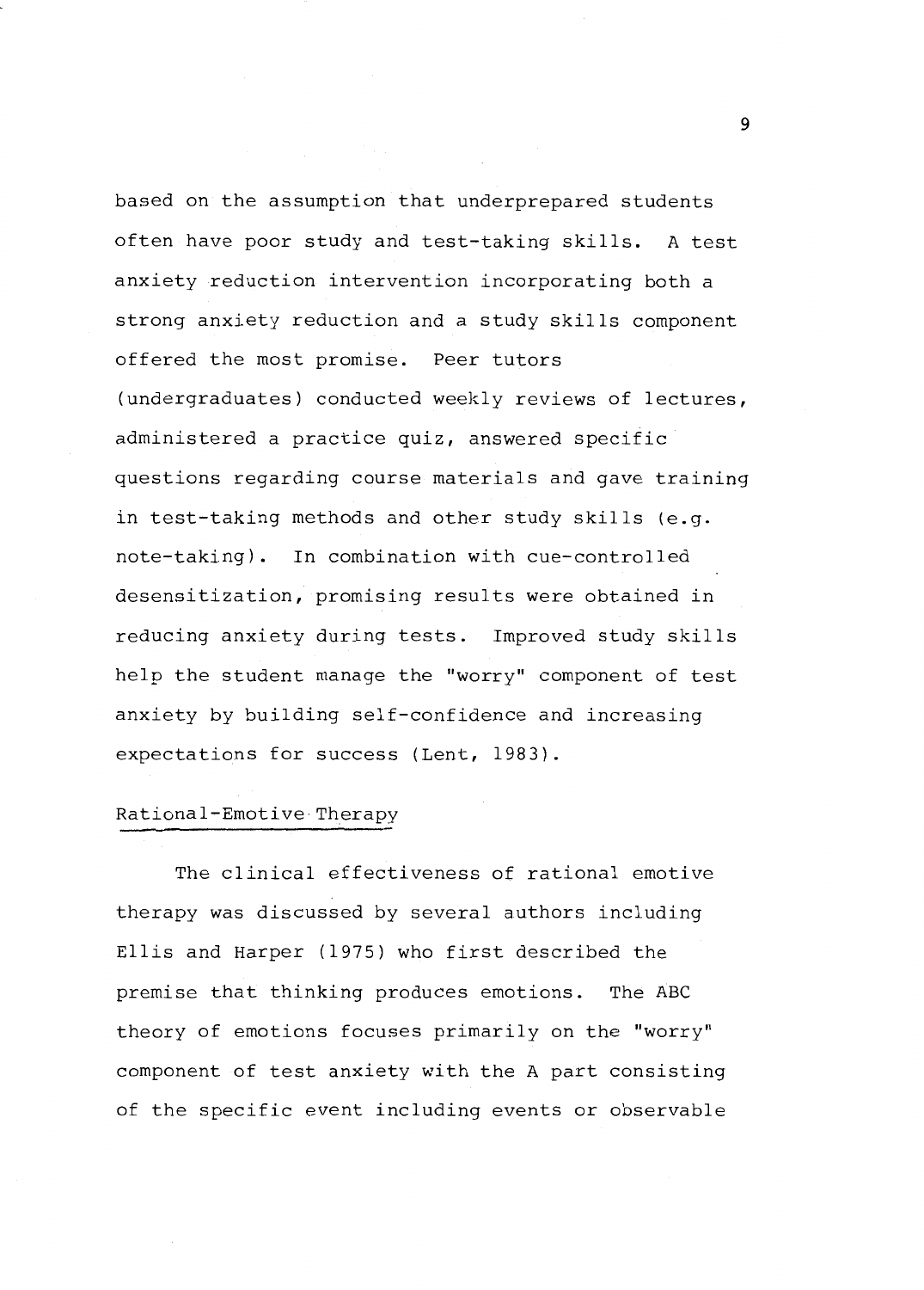based on the assumption that underprepared students often have poor study and test-taking skills. A test anxiety reduction intervention incorporating both a strong anxiety reduction and a study skills component offered the most promise. Peer tutors (undergraduates) conducted weekly reviews of lectures, administered a practice quiz, answered specific questions regarding course materials and gave training in test-taking methods and other study skills (e.g. note-taking). In combination with cue-controlled desensitization, promising results were obtained in reducing anxiety during tests. Improved study skills help the student manage the "worry" component of test anxiety by building self-confidence and increasing expectations for success (Lent, 1983).

## Rational-Emotive Therapy

The clinical effectiveness of rational emotive therapy was discussed by several authors including Ellis and Harper (1975) who first described the premise that thinking produces emotions. The ABC theory of emotions focuses primarily on the "worry" component of test anxiety with the A part consisting of the specific event including events or observable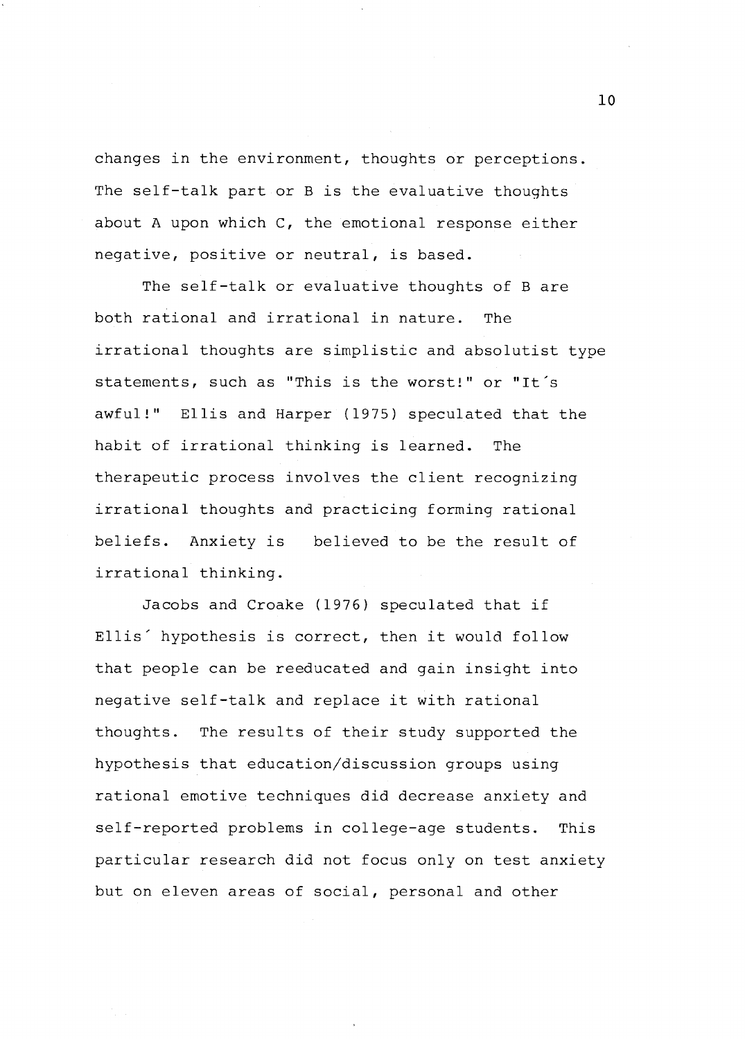changes in the environment, thoughts or perceptions. The self-talk part or B is the evaluative thoughts about A upon which C, the emotional response either negative, positive or neutral, is based.

The self-talk or evaluative thoughts of B are both rational and irrational in nature. The irrational thoughts are simplistic and absolutist type statements, such as "This is the worst!" or "It's awful!" Ellis and Harper (1975) speculated that the habit of irrational thinking is learned. The therapeutic process involves the client recognizing irrational thoughts and practicing forming rational beliefs. Anxiety is believed to be the result of irrational thinking.

Jacobs and Croake (1976) speculated that if Ellis' hypothesis is correct, then it would follow that people can be reeducated and gain insight into negative self-talk and replace it with rational thoughts. The results of their study supported the hypothesis that education/discussion groups using rational emotive techniques did decrease anxiety and self-reported problems in college-age students. This particular research did not focus only on test anxiety but on eleven areas of social, personal and other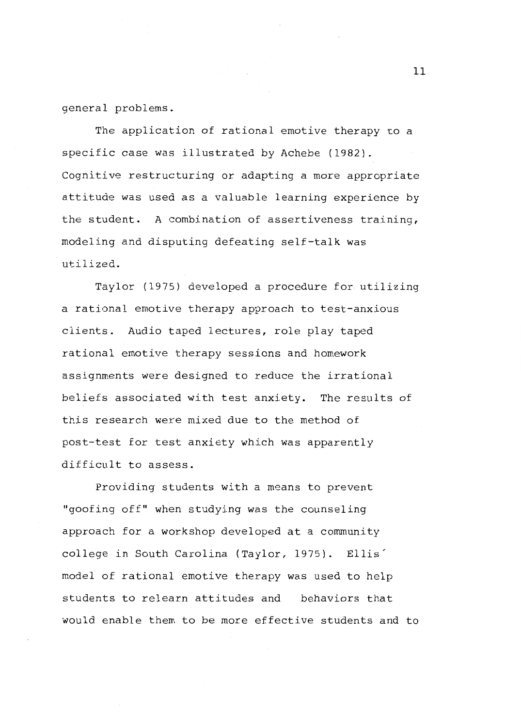general problems.

The application of rational emotive therapy to a specific case was illustrated by Achebe (1982). Cognitive restructuring or adapting a more appropriate attitude was used as a valuable learning experience by the student. A combination of assertiveness training, modeling and disputing defeating self-talk was utilized.

Taylor (1975) developed a procedure for utilizing a rational emotive therapy approach to test-anxious clients. Audio taped lectures, role play taped rational emotive therapy sessions and homework assignments were designed to reduce the irrational beliefs associated with test anxiety. The results of this research were mixed due to the method of post-test for test anxiety which was apparently difficult to assess.

Providing students with a means to prevent "goofing off" when studying was the counseling approach for a workshop developed at a community college in South Carolina (Taylor, 1975). Ellis' model of rational emotive therapy was used to help students to relearn attitudes and behaviors that would enable them to be more effective students and to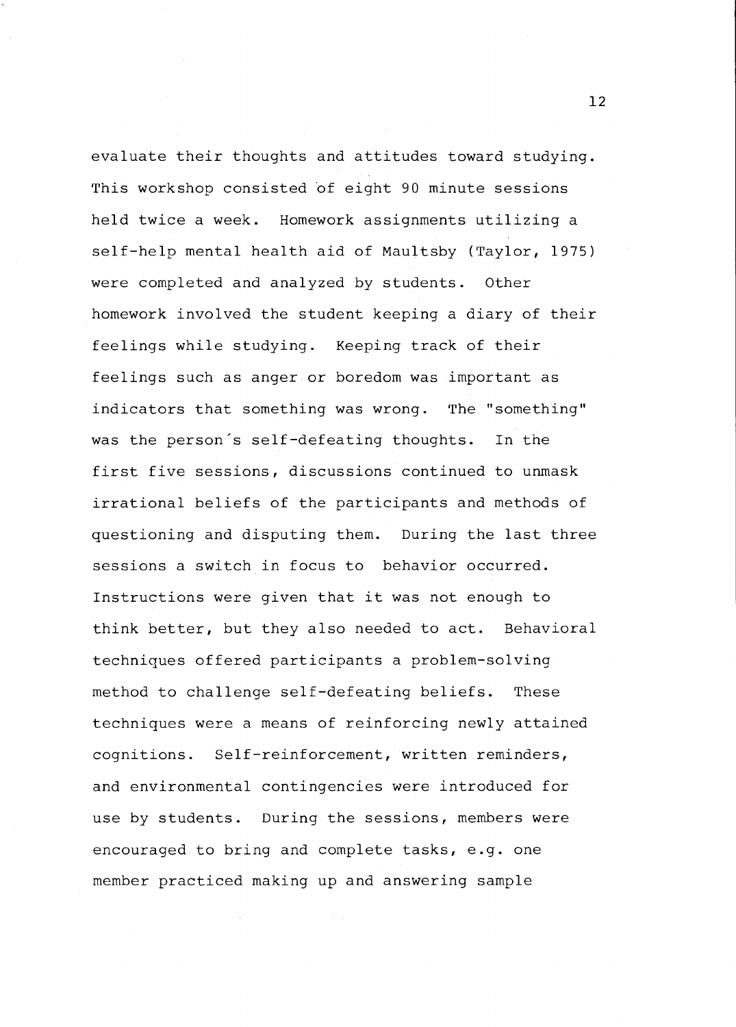evaluate their thoughts and attitudes toward studying. This workshop consisted of eight 90 minute sessions held twice a week. Homework assignments utilizing a self-help mental health aid of Maultsby (Taylor, 1975) were completed and analyzed by students. Other homework involved the student keeping a diary of their feelings while studying. Keeping track of their feelings such as anger or boredom was important as indicators that something was wrong. The "something" was the person's self-defeating thoughts. In the first five sessions, discussions continued to unmask irrational beliefs of the participants and methods of questioning and disputing them. During the last three sessions a switch in focus to behavior occurred. Instructions were given that it was not enough to think better, but they also needed to act. Behavioral techniques offered participants a problem-solving method to challenge self-defeating beliefs. These techniques were a means of reinforcing newly attained cognitions. Self-reinforcement, written reminders, and environmental contingencies were introduced for use by students. During the sessions, members were encouraged to bring and complete tasks, e.g. one member practiced making up and answering sample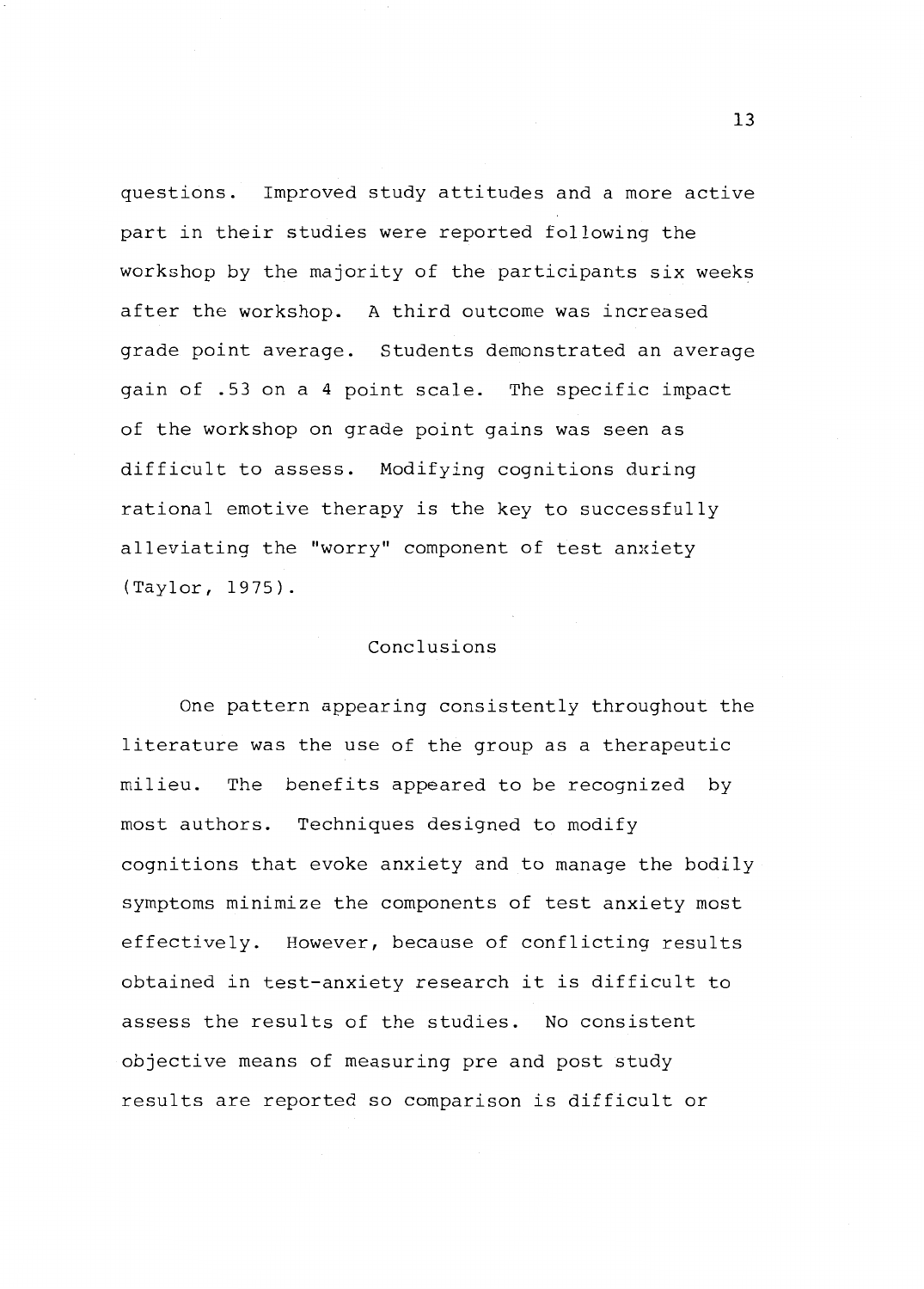questions. Improved study attitudes and a more active part in their studies were reported following the workshop by the majority of the participants six weeks after the workshop. A third outcome was increased grade point average. Students demonstrated an average gain of .53 on a 4 point scale. The specific impact of the workshop on grade point gains was seen as difficult to assess. Modifying cognitions during rational emotive therapy is the key to successfully alleviating the "worry" component of test anxiety (Taylor, 1975).

## Conclusions

One pattern appearing consistently throughout the literature was the use of the group as a therapeutic milieu. The benefits appeared to be recognized by most authors. Techniques designed to modify cognitions that evoke anxiety and to manage the bodily symptoms minimize the components of test anxiety most effectively. However, because of conflicting results obtained in test-anxiety research it is difficult to assess the results of the studies. No consistent objective means of measuring pre and post study results are reported so comparison is difficult or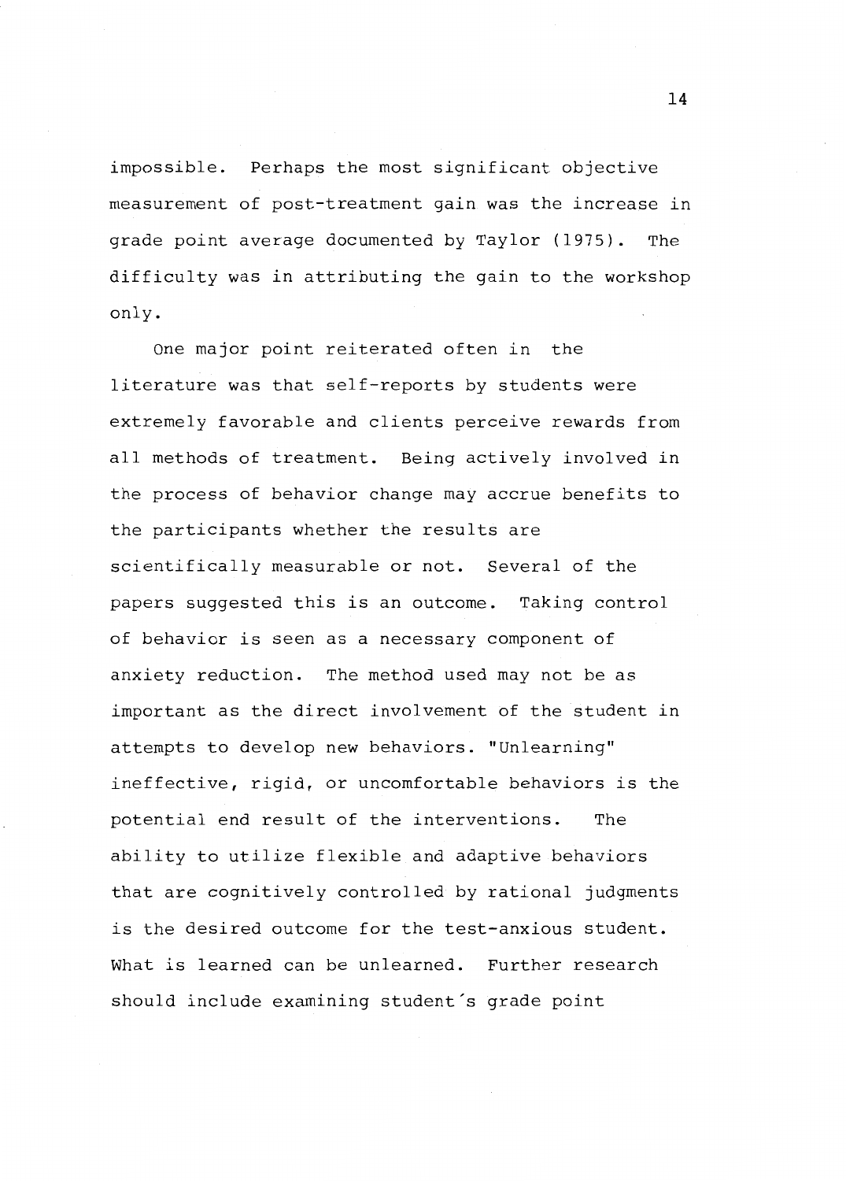impossible. Perhaps the most significant objective measurement of post-treatment gain was the increase in grade point average documented by Taylor (1975). The difficulty was in attributing the gain to the workshop only.

One major point reiterated often in the literature was that self-reports by students were extremely favorable and clients perceive rewards from all methods of treatment. Being actively involved in the process of behavior change may accrue benefits to the participants whether the results are scientifically measurable or not. Several of the papers suggested this is an outcome. Taking control of behavior is seen as a necessary component of anxiety reduction. The method used may not be as important as the direct involvement of the student in attempts to develop new behaviors. "Unlearning" ineffective, rigid, or uncomfortable behaviors is the potential end result of the interventions. The ability to utilize flexible and adaptive behaviors that are cognitively controlled by rational judgments is the desired outcome for the test-anxious student. What is learned can be unlearned. Further research should include examining student´s grade point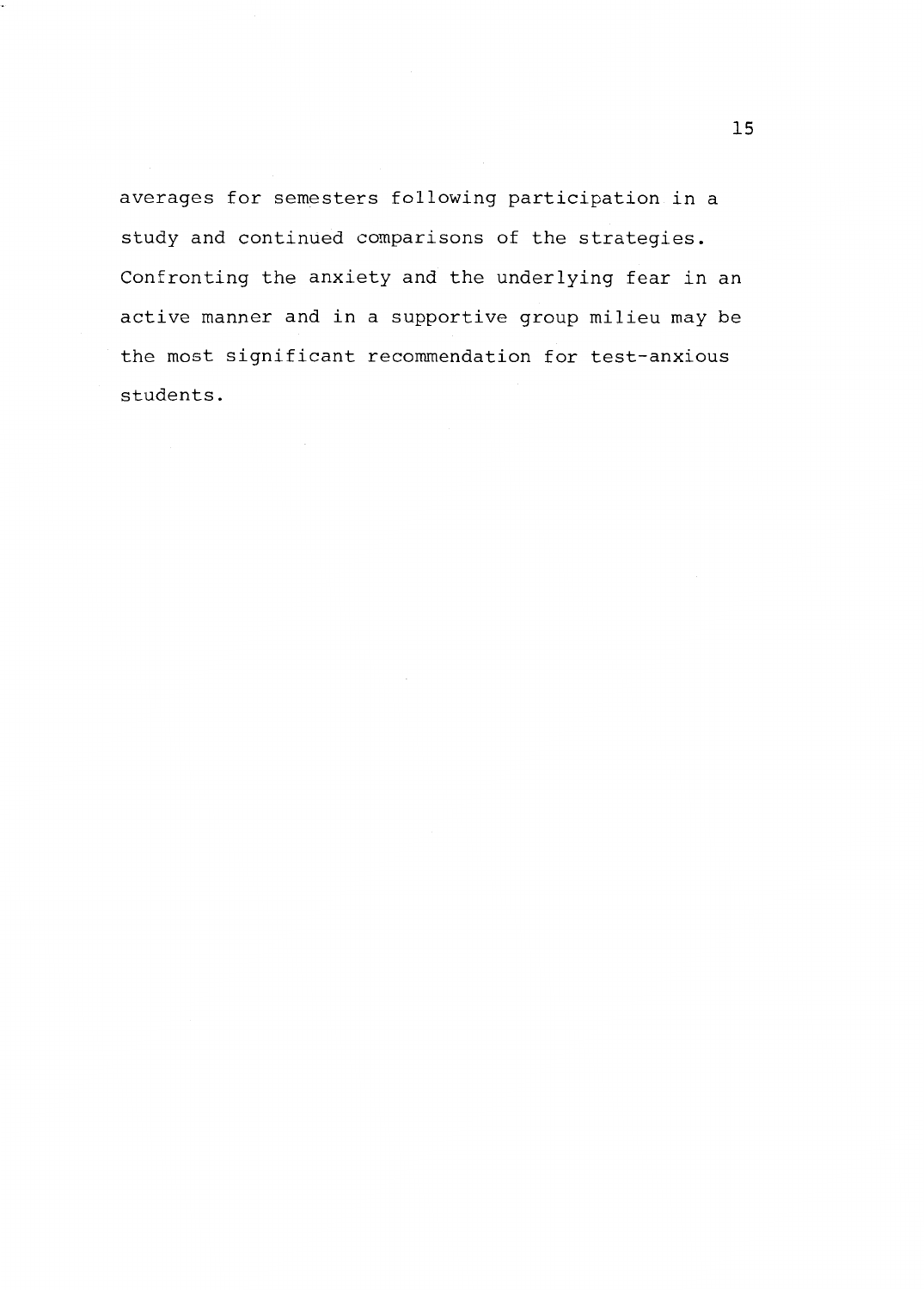averages for semesters following participation in a study and continued comparisons of the strategies. Confronting the anxiety and the underlying fear in an active manner and in a supportive group milieu may be the most significant recommendation for test-anxious students.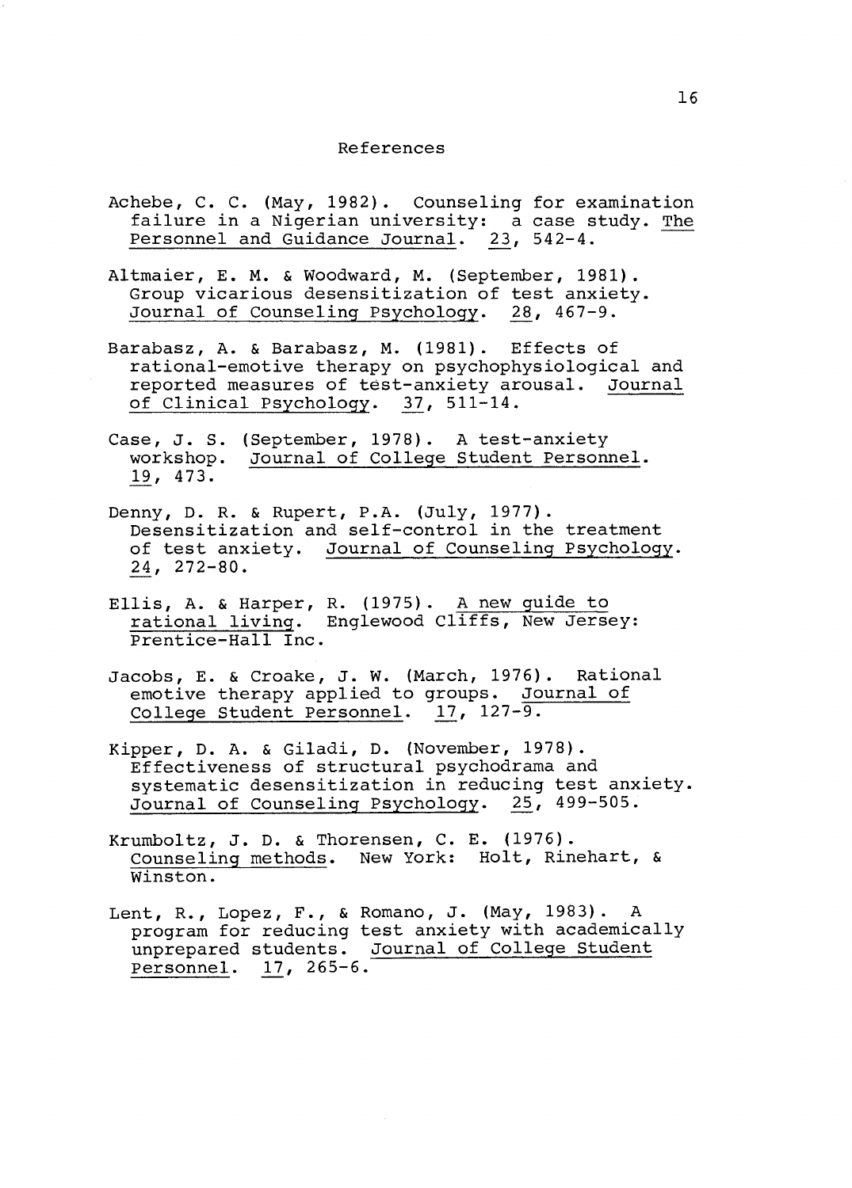# References

Achebe, C. C. (May, 1982). Counseling for examination failure in a Nigerian university: a case study. The Personnel and Guidance Journal. 23, 542-4.

Altmaier, E. M. & Woodward, M. (September, 1981). Group vicarious desensitization of test anxiety. Journal of Counseling Psychology. 28, 467-9.

Barabasz, A. & Barabasz, M. (1981). Effects of rational-emotive therapy on psychophysiological and reported measures of test-anxiety arousal. Journal of Clinical Psychology. 37, 511-14.

Case, J. S. (September, 1978). A test-anxiety workshop. Journal of College Student Personnel. 19, 473.

Denny, D. R. & Rupert, P.A. (July, 1977). Desensitization and self-control in the treatment of test anxiety. Journal of Counseling Psychology. 24, 272-80.

Ellis, A. & Harper, R. (1975). A new guide to rational living. Englewood Cliffs, New Jersey: Prentice-Hall Inc.

Jacobs, E. & Croake, J. W. (March, 1976). Rational emotive therapy applied to groups. Journal of College Student Personnel. 17, 127-9.

Kipper, D. A. & Giladi, D. (November, 1978). Effectiveness of structural psychodrama and systematic desensitization in reducing test anxiety. Journal of Counseling Psychology. 25, 499-505.

Krumboltz, J. D. & Thorensen, C. E. (1976). Counseling methods. New York: Holt, Rinehart, & Winston.

Lent, R., Lopez, F., & Romano, J. (May, 1983). A program for reducing test anxiety with academically unprepared students. Journal of College Student Personnel. 17, 265-6.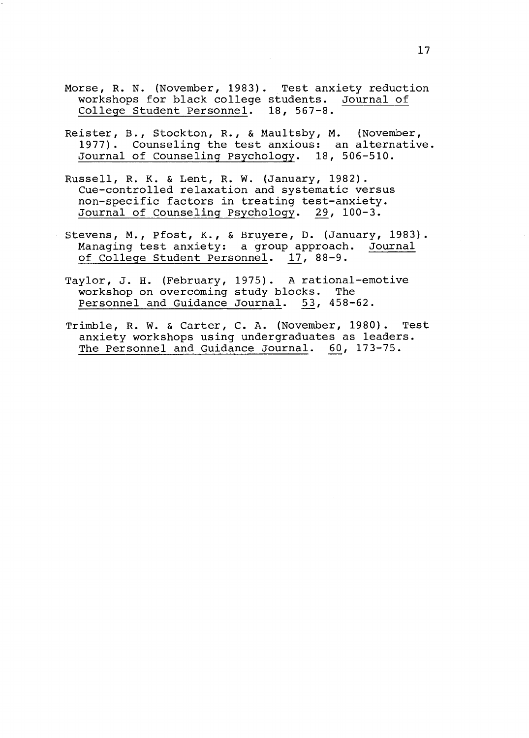Morse, R. N. (November, 1983). Test anxiety reduction workshops for black college students. Journal of College Student Personnel. 18, 567-8.

Reister, B., Stockton, R., & Maultsby, M. (November, 1977). Counseling the test anxious: an alternative. Journal of Counseling Psychology. 18, 506-510.

Russell, R. K. & Lent, R. W. (January, 1982). Cue-controlled relaxation and systematic versus non-specific factors in treating test-anxiety. Journal of Counseling Psychology. 29, 100-3.

Stevens, M., Pfost, K., & Bruyere, D. (January, 1983). Managing test anxiety: a group approach. Journal of College Student Personnel. 17, 88-9.

Taylor, J. H. (February, 1975). A rational-emotive workshop on overcoming study blocks. The Personnel and Guidance Journal. 53, 458-62.

Trimble, R. W. & Carter, C. A. (November, 1980). Test anxiety workshops using undergraduates as leaders. The Personnel and Guidance Journal. 60, 173-75.